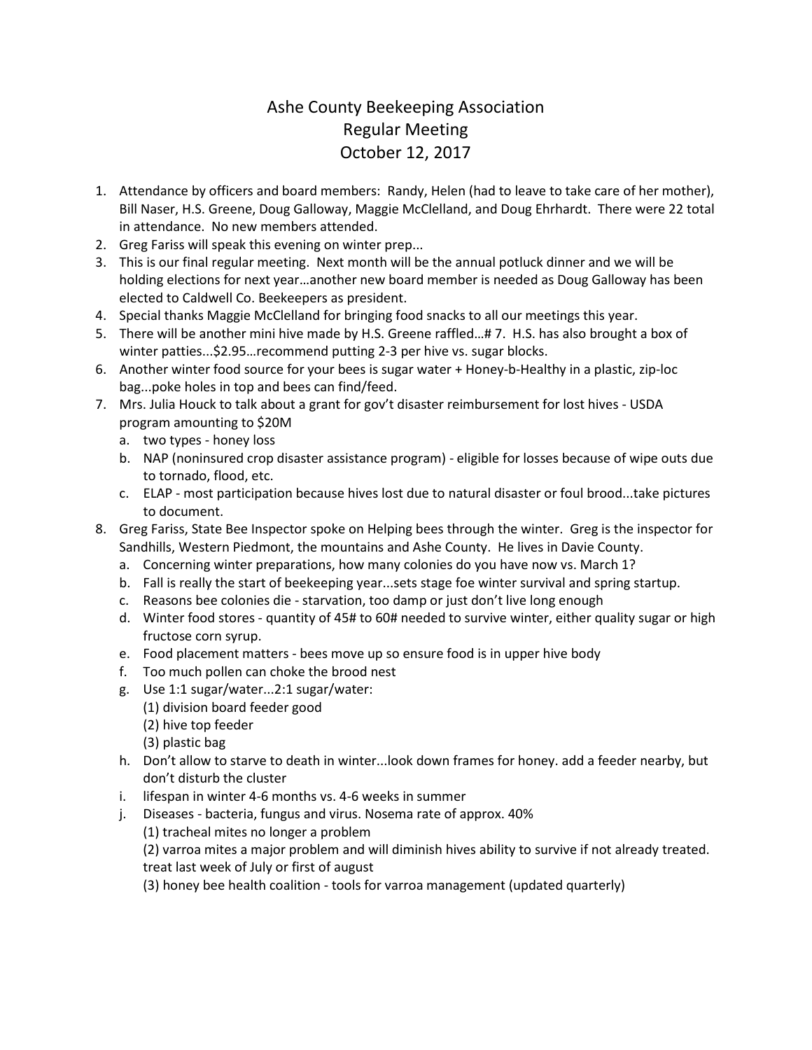# Ashe County Beekeeping Association
## Regular Meeting
## October 12, 2017

1. Attendance by officers and board members: Randy, Helen (had to leave to take care of her mother), Bill Naser, H.S. Greene, Doug Galloway, Maggie McClelland, and Doug Ehrhardt. There were 22 total in attendance. No new members attended.
2. Greg Fariss will speak this evening on winter prep...
3. This is our final regular meeting. Next month will be the annual potluck dinner and we will be holding elections for next year…another new board member is needed as Doug Galloway has been elected to Caldwell Co. Beekeepers as president.
4. Special thanks Maggie McClelland for bringing food snacks to all our meetings this year.
5. There will be another mini hive made by H.S. Greene raffled…# 7. H.S. has also brought a box of winter patties...$2.95…recommend putting 2-3 per hive vs. sugar blocks.
6. Another winter food source for your bees is sugar water + Honey-b-Healthy in a plastic, zip-loc bag...poke holes in top and bees can find/feed.
7. Mrs. Julia Houck to talk about a grant for gov't disaster reimbursement for lost hives - USDA program amounting to $20M
   a. two types - honey loss
   b. NAP (noninsured crop disaster assistance program) - eligible for losses because of wipe outs due to tornado, flood, etc.
   c. ELAP - most participation because hives lost due to natural disaster or foul brood...take pictures to document.
8. Greg Fariss, State Bee Inspector spoke on Helping bees through the winter. Greg is the inspector for Sandhills, Western Piedmont, the mountains and Ashe County. He lives in Davie County.
   a. Concerning winter preparations, how many colonies do you have now vs. March 1?
   b. Fall is really the start of beekeeping year...sets stage foe winter survival and spring startup.
   c. Reasons bee colonies die - starvation, too damp or just don't live long enough
   d. Winter food stores - quantity of 45# to 60# needed to survive winter, either quality sugar or high fructose corn syrup.
   e. Food placement matters - bees move up so ensure food is in upper hive body
   f. Too much pollen can choke the brood nest
   g. Use 1:1 sugar/water...2:1 sugar/water:
      (1) division board feeder good
      (2) hive top feeder
      (3) plastic bag
   h. Don't allow to starve to death in winter...look down frames for honey. add a feeder nearby, but don't disturb the cluster
   i. lifespan in winter 4-6 months vs. 4-6 weeks in summer
   j. Diseases - bacteria, fungus and virus. Nosema rate of approx. 40%
      (1) tracheal mites no longer a problem
      (2) varroa mites a major problem and will diminish hives ability to survive if not already treated. treat last week of July or first of august
      (3) honey bee health coalition - tools for varroa management (updated quarterly)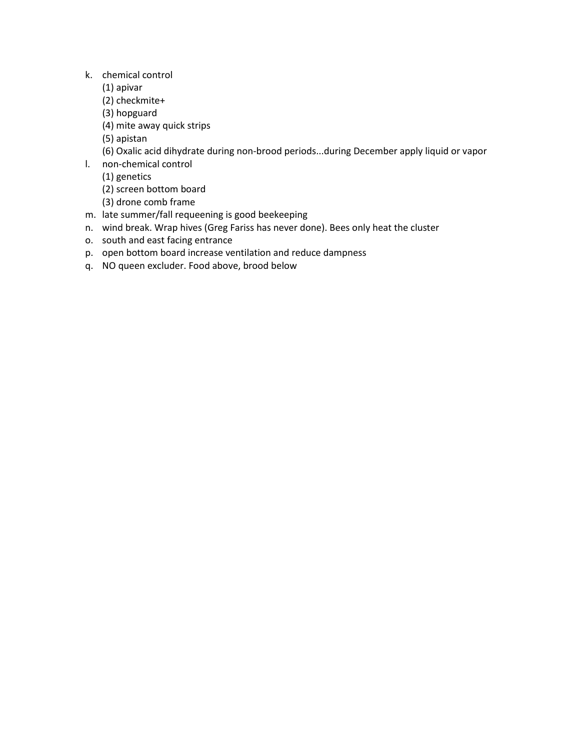k. chemical control
   (1) apivar
   (2) checkmite+
   (3) hopguard
   (4) mite away quick strips
   (5) apistan
   (6) Oxalic acid dihydrate during non-brood periods...during December apply liquid or vapor
l. non-chemical control
   (1) genetics
   (2) screen bottom board
   (3) drone comb frame
m. late summer/fall requeening is good beekeeping
n. wind break. Wrap hives (Greg Fariss has never done). Bees only heat the cluster
o. south and east facing entrance
p. open bottom board increase ventilation and reduce dampness
q. NO queen excluder. Food above, brood below